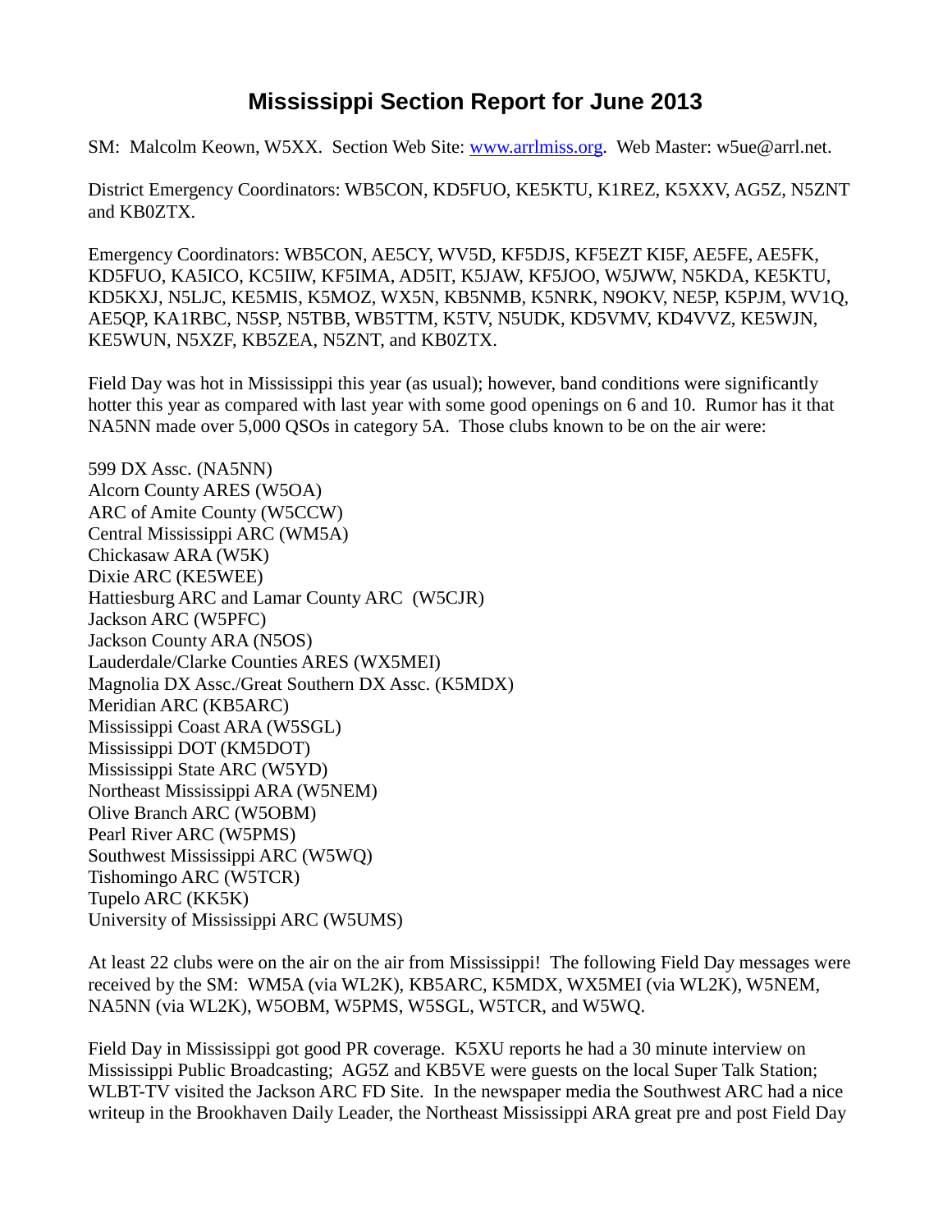# Mississippi Section Report for June 2013

SM: Malcolm Keown, W5XX. Section Web Site: [www.arrlmiss.org](www.arrlmiss.org). Web Master: w5ue@arrl.net.

District Emergency Coordinators: WB5CON, KD5FUO, KE5KTU, K1REZ, K5XXV, AG5Z, N5ZNT and KB0ZTX.

Emergency Coordinators: WB5CON, AE5CY, WV5D, KF5DJS, KF5EZT KI5F, AE5FE, AE5FK, KD5FUO, KA5ICO, KC5IIW, KF5IMA, AD5IT, K5JAW, KF5JOO, W5JWW, N5KDA, KE5KTU, KD5KXJ, N5LJC, KE5MIS, K5MOZ, WX5N, KB5NMB, K5NRK, N9OKV, NE5P, K5PJM, WV1Q, AE5QP, KA1RBC, N5SP, N5TBB, WB5TTM, K5TV, N5UDK, KD5VMV, KD4VVZ, KE5WJN, KE5WUN, N5XZF, KB5ZEA, N5ZNT, and KB0ZTX.

Field Day was hot in Mississippi this year (as usual); however, band conditions were significantly hotter this year as compared with last year with some good openings on 6 and 10. Rumor has it that NA5NN made over 5,000 QSOs in category 5A. Those clubs known to be on the air were:

599 DX Assc. (NA5NN)
Alcorn County ARES (W5OA)
ARC of Amite County (W5CCW)
Central Mississippi ARC (WM5A)
Chickasaw ARA (W5K)
Dixie ARC (KE5WEE)
Hattiesburg ARC and Lamar County ARC (W5CJR)
Jackson ARC (W5PFC)
Jackson County ARA (N5OS)
Lauderdale/Clarke Counties ARES (WX5MEI)
Magnolia DX Assc./Great Southern DX Assc. (K5MDX)
Meridian ARC (KB5ARC)
Mississippi Coast ARA (W5SGL)
Mississippi DOT (KM5DOT)
Mississippi State ARC (W5YD)
Northeast Mississippi ARA (W5NEM)
Olive Branch ARC (W5OBM)
Pearl River ARC (W5PMS)
Southwest Mississippi ARC (W5WQ)
Tishomingo ARC (W5TCR)
Tupelo ARC (KK5K)
University of Mississippi ARC (W5UMS)

At least 22 clubs were on the air on the air from Mississippi! The following Field Day messages were received by the SM: WM5A (via WL2K), KB5ARC, K5MDX, WX5MEI (via WL2K), W5NEM, NA5NN (via WL2K), W5OBM, W5PMS, W5SGL, W5TCR, and W5WQ.

Field Day in Mississippi got good PR coverage. K5XU reports he had a 30 minute interview on Mississippi Public Broadcasting; AG5Z and KB5VE were guests on the local Super Talk Station; WLBT-TV visited the Jackson ARC FD Site. In the newspaper media the Southwest ARC had a nice writeup in the Brookhaven Daily Leader, the Northeast Mississippi ARA great pre and post Field Day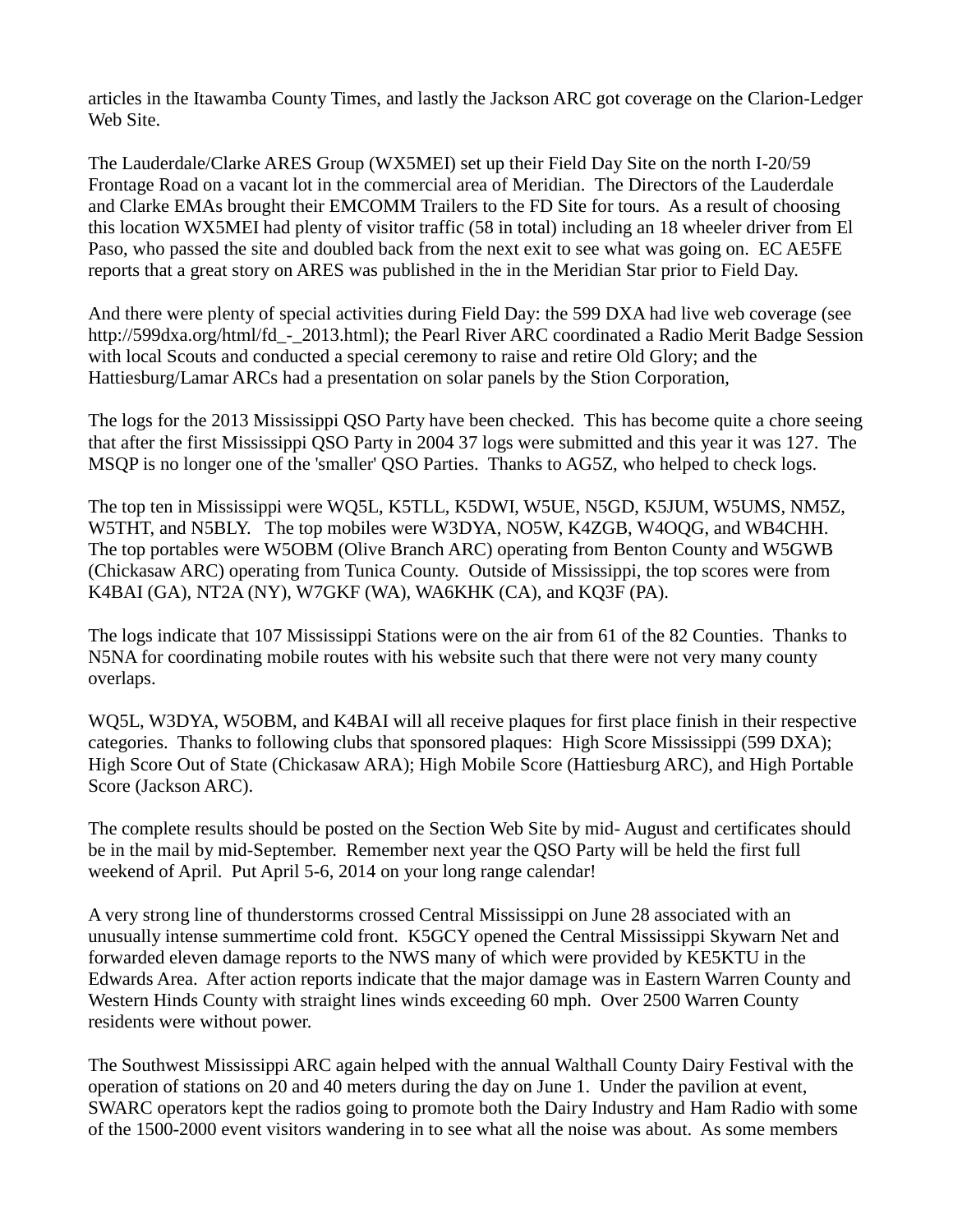articles in the Itawamba County Times, and lastly the Jackson ARC got coverage on the Clarion-Ledger Web Site.

The Lauderdale/Clarke ARES Group (WX5MEI) set up their Field Day Site on the north I-20/59 Frontage Road on a vacant lot in the commercial area of Meridian. The Directors of the Lauderdale and Clarke EMAs brought their EMCOMM Trailers to the FD Site for tours. As a result of choosing this location WX5MEI had plenty of visitor traffic (58 in total) including an 18 wheeler driver from El Paso, who passed the site and doubled back from the next exit to see what was going on. EC AE5FE reports that a great story on ARES was published in the in the Meridian Star prior to Field Day.

And there were plenty of special activities during Field Day: the 599 DXA had live web coverage (see http://599dxa.org/html/fd_-_2013.html); the Pearl River ARC coordinated a Radio Merit Badge Session with local Scouts and conducted a special ceremony to raise and retire Old Glory; and the Hattiesburg/Lamar ARCs had a presentation on solar panels by the Stion Corporation,

The logs for the 2013 Mississippi QSO Party have been checked. This has become quite a chore seeing that after the first Mississippi QSO Party in 2004 37 logs were submitted and this year it was 127. The MSQP is no longer one of the 'smaller' QSO Parties. Thanks to AG5Z, who helped to check logs.

The top ten in Mississippi were WQ5L, K5TLL, K5DWI, W5UE, N5GD, K5JUM, W5UMS, NM5Z, W5THT, and N5BLY. The top mobiles were W3DYA, NO5W, K4ZGB, W4OQG, and WB4CHH. The top portables were W5OBM (Olive Branch ARC) operating from Benton County and W5GWB (Chickasaw ARC) operating from Tunica County. Outside of Mississippi, the top scores were from K4BAI (GA), NT2A (NY), W7GKF (WA), WA6KHK (CA), and KQ3F (PA).

The logs indicate that 107 Mississippi Stations were on the air from 61 of the 82 Counties. Thanks to N5NA for coordinating mobile routes with his website such that there were not very many county overlaps.

WQ5L, W3DYA, W5OBM, and K4BAI will all receive plaques for first place finish in their respective categories. Thanks to following clubs that sponsored plaques: High Score Mississippi (599 DXA); High Score Out of State (Chickasaw ARA); High Mobile Score (Hattiesburg ARC), and High Portable Score (Jackson ARC).

The complete results should be posted on the Section Web Site by mid- August and certificates should be in the mail by mid-September. Remember next year the QSO Party will be held the first full weekend of April. Put April 5-6, 2014 on your long range calendar!

A very strong line of thunderstorms crossed Central Mississippi on June 28 associated with an unusually intense summertime cold front. K5GCY opened the Central Mississippi Skywarn Net and forwarded eleven damage reports to the NWS many of which were provided by KE5KTU in the Edwards Area. After action reports indicate that the major damage was in Eastern Warren County and Western Hinds County with straight lines winds exceeding 60 mph. Over 2500 Warren County residents were without power.

The Southwest Mississippi ARC again helped with the annual Walthall County Dairy Festival with the operation of stations on 20 and 40 meters during the day on June 1. Under the pavilion at event, SWARC operators kept the radios going to promote both the Dairy Industry and Ham Radio with some of the 1500-2000 event visitors wandering in to see what all the noise was about. As some members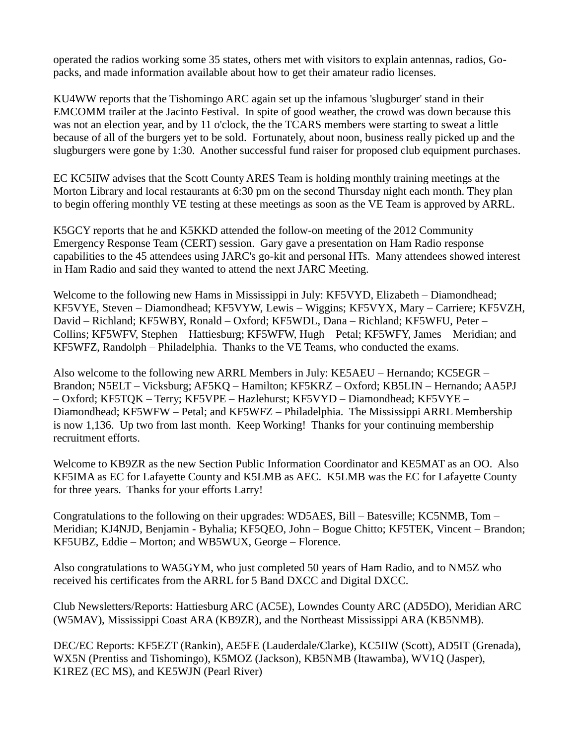operated the radios working some 35 states, others met with visitors to explain antennas, radios, Go-packs, and made information available about how to get their amateur radio licenses.

KU4WW reports that the Tishomingo ARC again set up the infamous 'slugburger' stand in their EMCOMM trailer at the Jacinto Festival. In spite of good weather, the crowd was down because this was not an election year, and by 11 o'clock, the the TCARS members were starting to sweat a little because of all of the burgers yet to be sold. Fortunately, about noon, business really picked up and the slugburgers were gone by 1:30. Another successful fund raiser for proposed club equipment purchases.

EC KC5IIW advises that the Scott County ARES Team is holding monthly training meetings at the Morton Library and local restaurants at 6:30 pm on the second Thursday night each month. They plan to begin offering monthly VE testing at these meetings as soon as the VE Team is approved by ARRL.

K5GCY reports that he and K5KKD attended the follow-on meeting of the 2012 Community Emergency Response Team (CERT) session. Gary gave a presentation on Ham Radio response capabilities to the 45 attendees using JARC's go-kit and personal HTs. Many attendees showed interest in Ham Radio and said they wanted to attend the next JARC Meeting.

Welcome to the following new Hams in Mississippi in July: KF5VYD, Elizabeth – Diamondhead; KF5VYE, Steven – Diamondhead; KF5VYW, Lewis – Wiggins; KF5VYX, Mary – Carriere; KF5VZH, David – Richland; KF5WBY, Ronald – Oxford; KF5WDL, Dana – Richland; KF5WFU, Peter – Collins; KF5WFV, Stephen – Hattiesburg; KF5WFW, Hugh – Petal; KF5WFY, James – Meridian; and KF5WFZ, Randolph – Philadelphia. Thanks to the VE Teams, who conducted the exams.

Also welcome to the following new ARRL Members in July: KE5AEU – Hernando; KC5EGR – Brandon; N5ELT – Vicksburg; AF5KQ – Hamilton; KF5KRZ – Oxford; KB5LIN – Hernando; AA5PJ – Oxford; KF5TQK – Terry; KF5VPE – Hazlehurst; KF5VYD – Diamondhead; KF5VYE – Diamondhead; KF5WFW – Petal; and KF5WFZ – Philadelphia. The Mississippi ARRL Membership is now 1,136. Up two from last month. Keep Working! Thanks for your continuing membership recruitment efforts.

Welcome to KB9ZR as the new Section Public Information Coordinator and KE5MAT as an OO. Also KF5IMA as EC for Lafayette County and K5LMB as AEC. K5LMB was the EC for Lafayette County for three years. Thanks for your efforts Larry!

Congratulations to the following on their upgrades: WD5AES, Bill – Batesville; KC5NMB, Tom – Meridian; KJ4NJD, Benjamin - Byhalia; KF5QEO, John – Bogue Chitto; KF5TEK, Vincent – Brandon; KF5UBZ, Eddie – Morton; and WB5WUX, George – Florence.

Also congratulations to WA5GYM, who just completed 50 years of Ham Radio, and to NM5Z who received his certificates from the ARRL for 5 Band DXCC and Digital DXCC.

Club Newsletters/Reports: Hattiesburg ARC (AC5E), Lowndes County ARC (AD5DO), Meridian ARC (W5MAV), Mississippi Coast ARA (KB9ZR), and the Northeast Mississippi ARA (KB5NMB).

DEC/EC Reports: KF5EZT (Rankin), AE5FE (Lauderdale/Clarke), KC5IIW (Scott), AD5IT (Grenada), WX5N (Prentiss and Tishomingo), K5MOZ (Jackson), KB5NMB (Itawamba), WV1Q (Jasper), K1REZ (EC MS), and KE5WJN (Pearl River)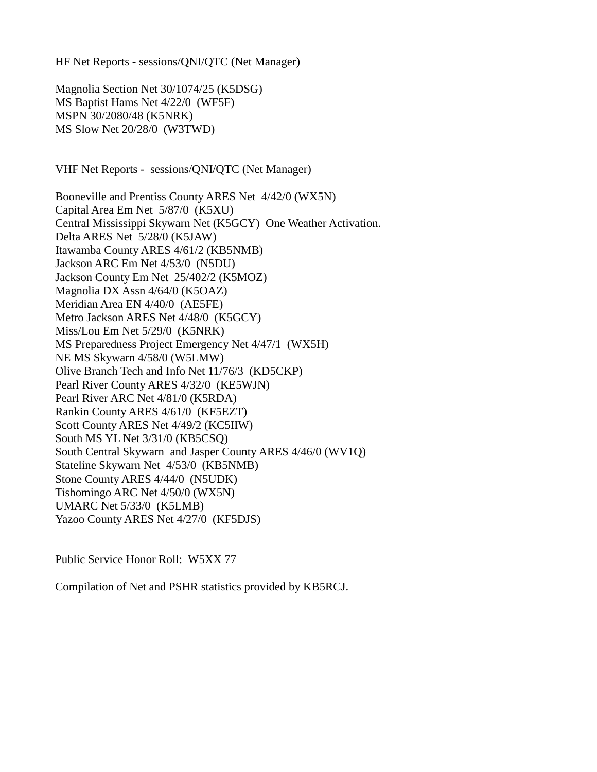HF Net Reports - sessions/QNI/QTC (Net Manager)

Magnolia Section Net 30/1074/25 (K5DSG)
MS Baptist Hams Net 4/22/0 (WF5F)
MSPN 30/2080/48 (K5NRK)
MS Slow Net 20/28/0 (W3TWD)

VHF Net Reports - sessions/QNI/QTC (Net Manager)

Booneville and Prentiss County ARES Net 4/42/0 (WX5N)
Capital Area Em Net 5/87/0 (K5XU)
Central Mississippi Skywarn Net (K5GCY) One Weather Activation.
Delta ARES Net 5/28/0 (K5JAW)
Itawamba County ARES 4/61/2 (KB5NMB)
Jackson ARC Em Net 4/53/0 (N5DU)
Jackson County Em Net 25/402/2 (K5MOZ)
Magnolia DX Assn 4/64/0 (K5OAZ)
Meridian Area EN 4/40/0 (AE5FE)
Metro Jackson ARES Net 4/48/0 (K5GCY)
Miss/Lou Em Net 5/29/0 (K5NRK)
MS Preparedness Project Emergency Net 4/47/1 (WX5H)
NE MS Skywarn 4/58/0 (W5LMW)
Olive Branch Tech and Info Net 11/76/3 (KD5CKP)
Pearl River County ARES 4/32/0 (KE5WJN)
Pearl River ARC Net 4/81/0 (K5RDA)
Rankin County ARES 4/61/0 (KF5EZT)
Scott County ARES Net 4/49/2 (KC5IIW)
South MS YL Net 3/31/0 (KB5CSQ)
South Central Skywarn and Jasper County ARES 4/46/0 (WV1Q)
Stateline Skywarn Net 4/53/0 (KB5NMB)
Stone County ARES 4/44/0 (N5UDK)
Tishomingo ARC Net 4/50/0 (WX5N)
UMARC Net 5/33/0 (K5LMB)
Yazoo County ARES Net 4/27/0 (KF5DJS)

Public Service Honor Roll: W5XX 77

Compilation of Net and PSHR statistics provided by KB5RCJ.